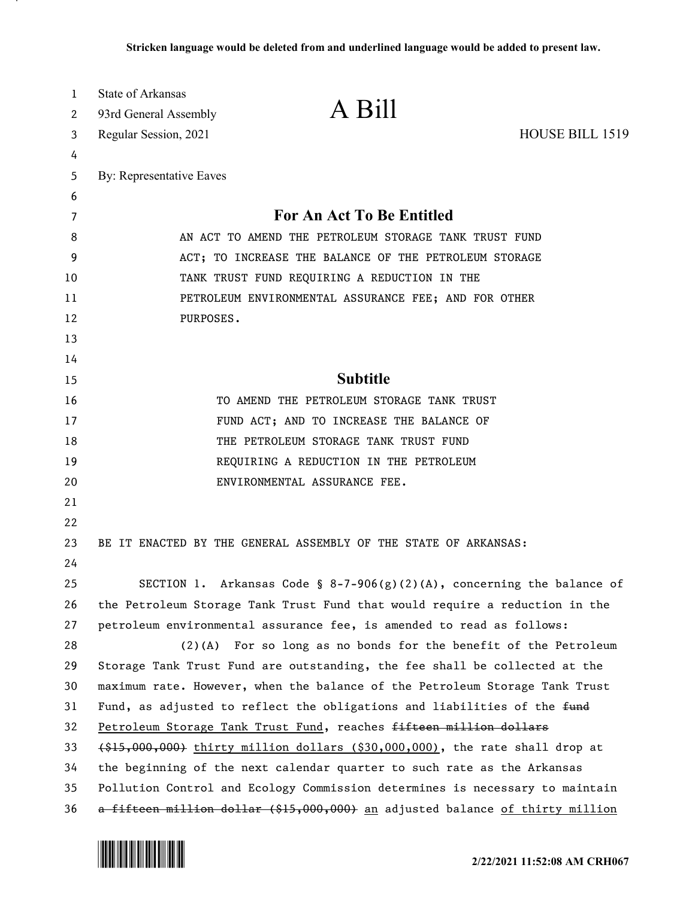**Stricken language would be deleted from and underlined language would be added to present law.**

State of Arkansas
93rd General Assembly
Regular Session, 2021

# A Bill

HOUSE BILL 1519

By: Representative Eaves

## For An Act To Be Entitled

AN ACT TO AMEND THE PETROLEUM STORAGE TANK TRUST FUND ACT; TO INCREASE THE BALANCE OF THE PETROLEUM STORAGE TANK TRUST FUND REQUIRING A REDUCTION IN THE PETROLEUM ENVIRONMENTAL ASSURANCE FEE; AND FOR OTHER PURPOSES.

## Subtitle

TO AMEND THE PETROLEUM STORAGE TANK TRUST FUND ACT; AND TO INCREASE THE BALANCE OF THE PETROLEUM STORAGE TANK TRUST FUND REQUIRING A REDUCTION IN THE PETROLEUM ENVIRONMENTAL ASSURANCE FEE.

BE IT ENACTED BY THE GENERAL ASSEMBLY OF THE STATE OF ARKANSAS:

SECTION 1. Arkansas Code § 8-7-906(g)(2)(A), concerning the balance of the Petroleum Storage Tank Trust Fund that would require a reduction in the petroleum environmental assurance fee, is amended to read as follows:

(2)(A) For so long as no bonds for the benefit of the Petroleum Storage Tank Trust Fund are outstanding, the fee shall be collected at the maximum rate. However, when the balance of the Petroleum Storage Tank Trust Fund, as adjusted to reflect the obligations and liabilities of the ~~fund~~ <u>Petroleum Storage Tank Trust Fund</u>, reaches ~~fifteen million dollars ($15,000,000)~~ <u>thirty million dollars ($30,000,000)</u>, the rate shall drop at the beginning of the next calendar quarter to such rate as the Arkansas Pollution Control and Ecology Commission determines is necessary to maintain ~~a fifteen million dollar ($15,000,000)~~ <u>an</u> adjusted balance <u>of thirty million</u>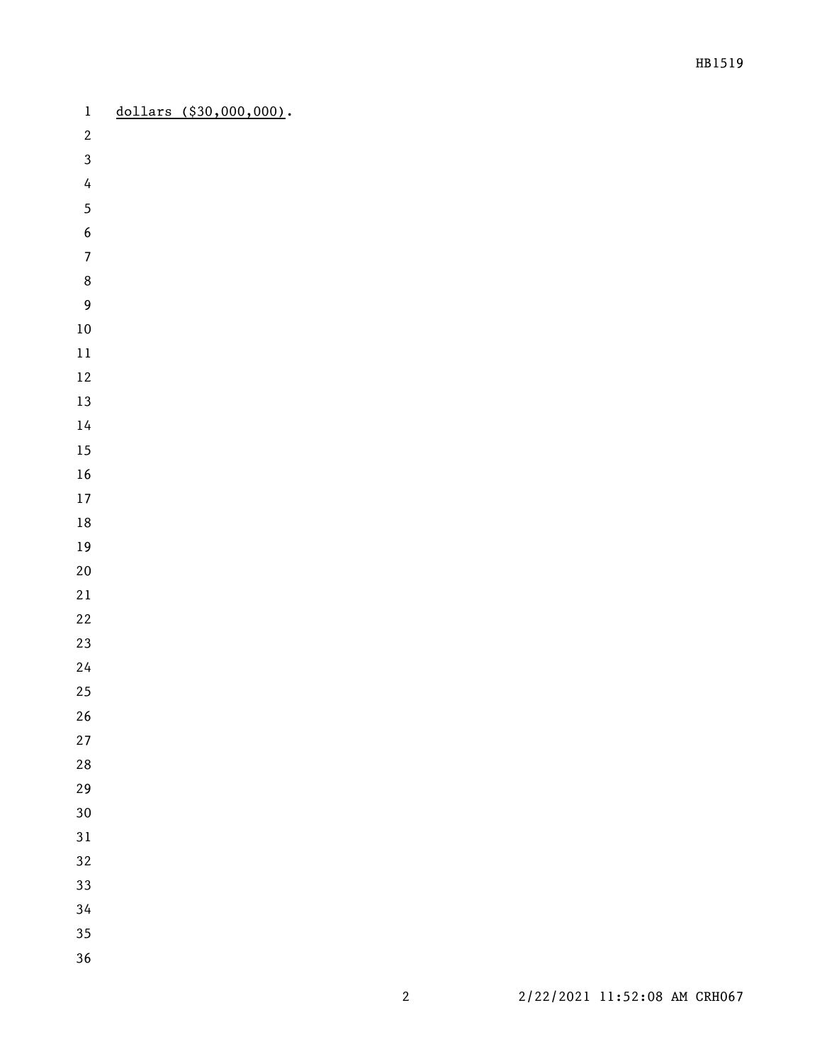<u>dollars ($30,000,000)</u>.